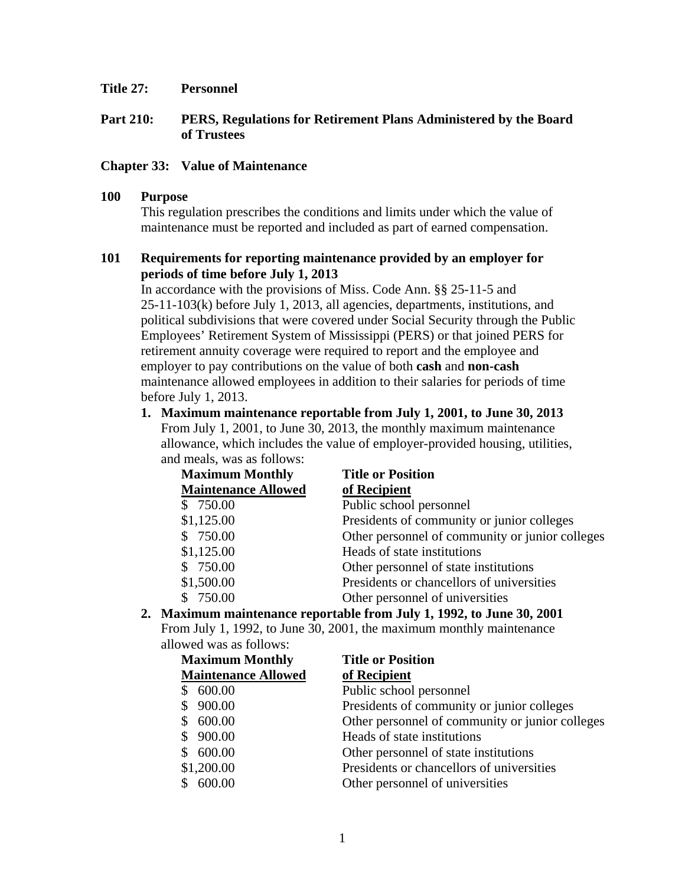**Title 27: Personnel**

**Part 210: PERS, Regulations for Retirement Plans Administered by the Board of Trustees**

**Chapter 33: Value of Maintenance**

## 100 Purpose

This regulation prescribes the conditions and limits under which the value of maintenance must be reported and included as part of earned compensation.

## 101 Requirements for reporting maintenance provided by an employer for periods of time before July 1, 2013

In accordance with the provisions of Miss. Code Ann. §§ 25-11-5 and 25-11-103(k) before July 1, 2013, all agencies, departments, institutions, and political subdivisions that were covered under Social Security through the Public Employees' Retirement System of Mississippi (PERS) or that joined PERS for retirement annuity coverage were required to report and the employee and employer to pay contributions on the value of both **cash** and **non-cash** maintenance allowed employees in addition to their salaries for periods of time before July 1, 2013.

1. **Maximum maintenance reportable from July 1, 2001, to June 30, 2013**
   From July 1, 2001, to June 30, 2013, the monthly maximum maintenance allowance, which includes the value of employer-provided housing, utilities, and meals, was as follows:

| Maximum Monthly Maintenance Allowed | Title or Position of Recipient |
|---|---|
| $ 750.00 | Public school personnel |
| $1,125.00 | Presidents of community or junior colleges |
| $ 750.00 | Other personnel of community or junior colleges |
| $1,125.00 | Heads of state institutions |
| $ 750.00 | Other personnel of state institutions |
| $1,500.00 | Presidents or chancellors of universities |
| $ 750.00 | Other personnel of universities |

2. **Maximum maintenance reportable from July 1, 1992, to June 30, 2001**
   From July 1, 1992, to June 30, 2001, the maximum monthly maintenance allowed was as follows:

| Maximum Monthly Maintenance Allowed | Title or Position of Recipient |
|---|---|
| $ 600.00 | Public school personnel |
| $ 900.00 | Presidents of community or junior colleges |
| $ 600.00 | Other personnel of community or junior colleges |
| $ 900.00 | Heads of state institutions |
| $ 600.00 | Other personnel of state institutions |
| $1,200.00 | Presidents or chancellors of universities |
| $ 600.00 | Other personnel of universities |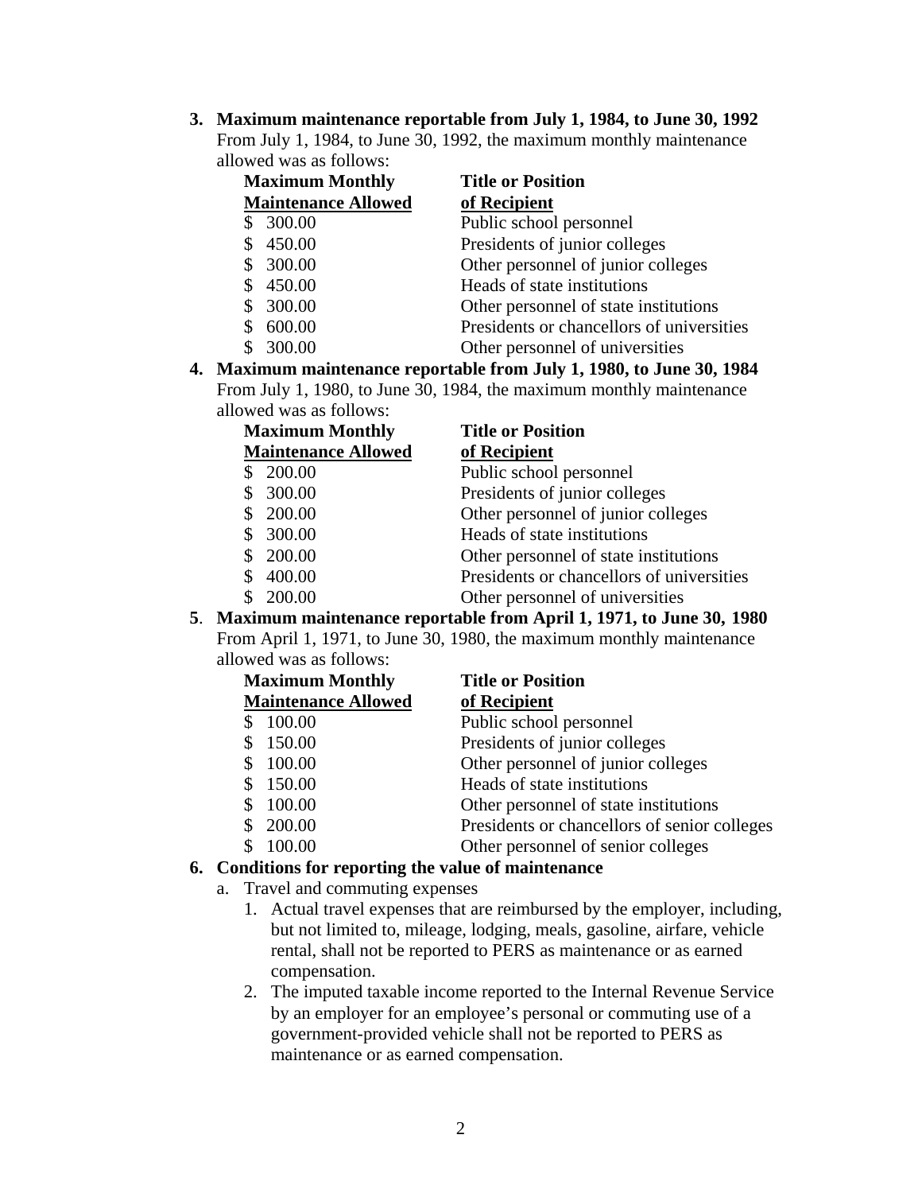3. **Maximum maintenance reportable from July 1, 1984, to June 30, 1992**

   From July 1, 1984, to June 30, 1992, the maximum monthly maintenance allowed was as follows:

| Maximum Monthly Maintenance Allowed | Title or Position of Recipient |
|---|---|
| $ 300.00 | Public school personnel |
| $ 450.00 | Presidents of junior colleges |
| $ 300.00 | Other personnel of junior colleges |
| $ 450.00 | Heads of state institutions |
| $ 300.00 | Other personnel of state institutions |
| $ 600.00 | Presidents or chancellors of universities |
| $ 300.00 | Other personnel of universities |

4. **Maximum maintenance reportable from July 1, 1980, to June 30, 1984**

   From July 1, 1980, to June 30, 1984, the maximum monthly maintenance allowed was as follows:

| Maximum Monthly Maintenance Allowed | Title or Position of Recipient |
|---|---|
| $ 200.00 | Public school personnel |
| $ 300.00 | Presidents of junior colleges |
| $ 200.00 | Other personnel of junior colleges |
| $ 300.00 | Heads of state institutions |
| $ 200.00 | Other personnel of state institutions |
| $ 400.00 | Presidents or chancellors of universities |
| $ 200.00 | Other personnel of universities |

5. **Maximum maintenance reportable from April 1, 1971, to June 30, 1980**

   From April 1, 1971, to June 30, 1980, the maximum monthly maintenance allowed was as follows:

| Maximum Monthly Maintenance Allowed | Title or Position of Recipient |
|---|---|
| $ 100.00 | Public school personnel |
| $ 150.00 | Presidents of junior colleges |
| $ 100.00 | Other personnel of junior colleges |
| $ 150.00 | Heads of state institutions |
| $ 100.00 | Other personnel of state institutions |
| $ 200.00 | Presidents or chancellors of senior colleges |
| $ 100.00 | Other personnel of senior colleges |

6. **Conditions for reporting the value of maintenance**

   a. Travel and commuting expenses

      1. Actual travel expenses that are reimbursed by the employer, including, but not limited to, mileage, lodging, meals, gasoline, airfare, vehicle rental, shall not be reported to PERS as maintenance or as earned compensation.

      2. The imputed taxable income reported to the Internal Revenue Service by an employer for an employee's personal or commuting use of a government-provided vehicle shall not be reported to PERS as maintenance or as earned compensation.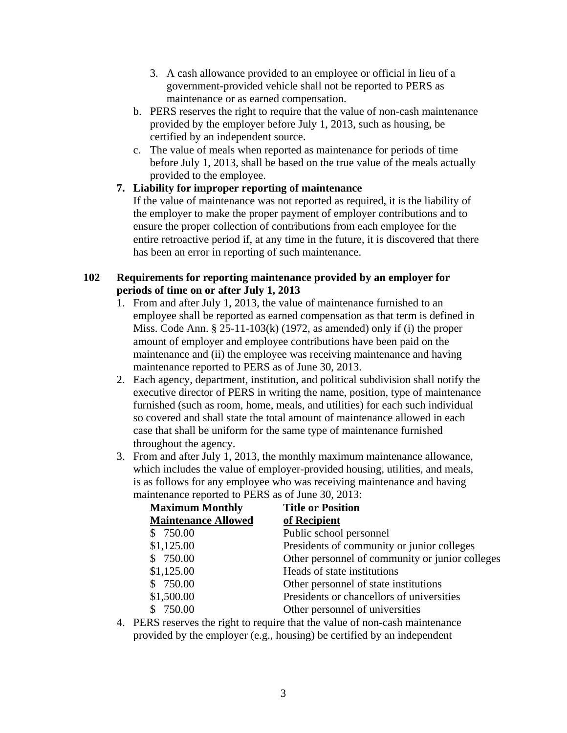3. A cash allowance provided to an employee or official in lieu of a government-provided vehicle shall not be reported to PERS as maintenance or as earned compensation.

b. PERS reserves the right to require that the value of non-cash maintenance provided by the employer before July 1, 2013, such as housing, be certified by an independent source.

c. The value of meals when reported as maintenance for periods of time before July 1, 2013, shall be based on the true value of the meals actually provided to the employee.

**7. Liability for improper reporting of maintenance**

If the value of maintenance was not reported as required, it is the liability of the employer to make the proper payment of employer contributions and to ensure the proper collection of contributions from each employee for the entire retroactive period if, at any time in the future, it is discovered that there has been an error in reporting of such maintenance.

## 102 Requirements for reporting maintenance provided by an employer for periods of time on or after July 1, 2013

1. From and after July 1, 2013, the value of maintenance furnished to an employee shall be reported as earned compensation as that term is defined in Miss. Code Ann. § 25-11-103(k) (1972, as amended) only if (i) the proper amount of employer and employee contributions have been paid on the maintenance and (ii) the employee was receiving maintenance and having maintenance reported to PERS as of June 30, 2013.
2. Each agency, department, institution, and political subdivision shall notify the executive director of PERS in writing the name, position, type of maintenance furnished (such as room, home, meals, and utilities) for each such individual so covered and shall state the total amount of maintenance allowed in each case that shall be uniform for the same type of maintenance furnished throughout the agency.
3. From and after July 1, 2013, the monthly maximum maintenance allowance, which includes the value of employer-provided housing, utilities, and meals, is as follows for any employee who was receiving maintenance and having maintenance reported to PERS as of June 30, 2013:

| Maximum Monthly Maintenance Allowed | Title or Position of Recipient |
|---|---|
| $ 750.00 | Public school personnel |
| $1,125.00 | Presidents of community or junior colleges |
| $ 750.00 | Other personnel of community or junior colleges |
| $1,125.00 | Heads of state institutions |
| $ 750.00 | Other personnel of state institutions |
| $1,500.00 | Presidents or chancellors of universities |
| $ 750.00 | Other personnel of universities |

4. PERS reserves the right to require that the value of non-cash maintenance provided by the employer (e.g., housing) be certified by an independent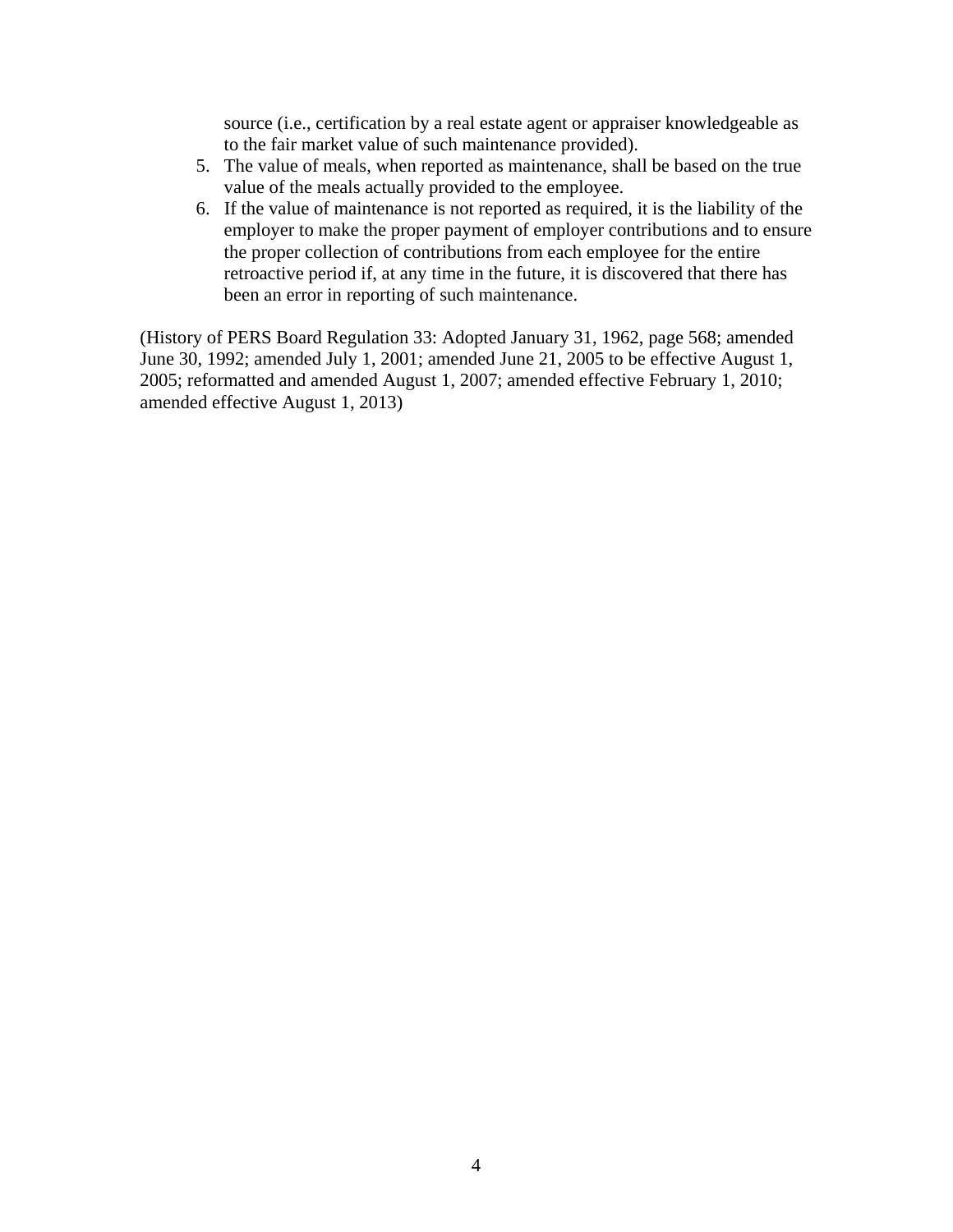source (i.e., certification by a real estate agent or appraiser knowledgeable as to the fair market value of such maintenance provided).

5. The value of meals, when reported as maintenance, shall be based on the true value of the meals actually provided to the employee.
6. If the value of maintenance is not reported as required, it is the liability of the employer to make the proper payment of employer contributions and to ensure the proper collection of contributions from each employee for the entire retroactive period if, at any time in the future, it is discovered that there has been an error in reporting of such maintenance.

(History of PERS Board Regulation 33: Adopted January 31, 1962, page 568; amended June 30, 1992; amended July 1, 2001; amended June 21, 2005 to be effective August 1, 2005; reformatted and amended August 1, 2007; amended effective February 1, 2010; amended effective August 1, 2013)